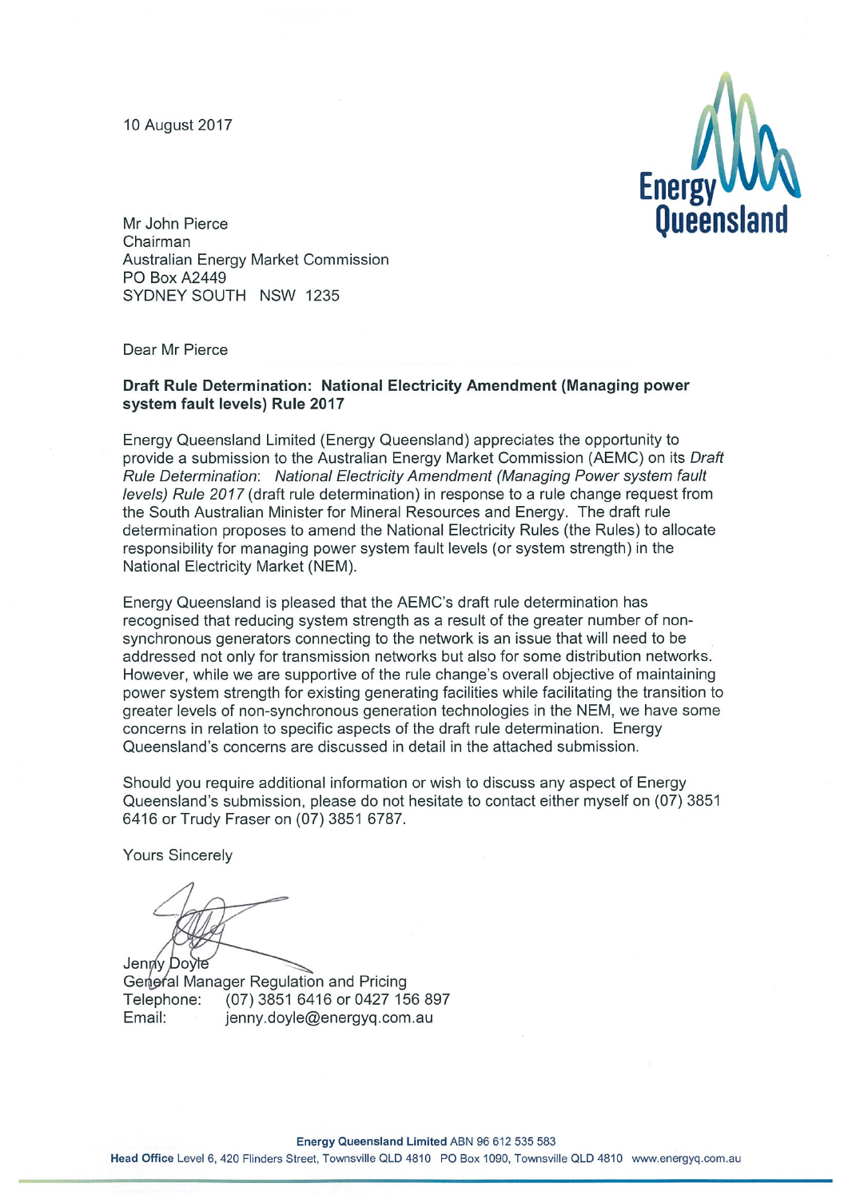10 August 2017

Mr John Pierce
Chairman
Australian Energy Market Commission
PO Box A2449
SYDNEY SOUTH NSW 1235

Dear Mr Pierce

**Draft Rule Determination: National Electricity Amendment (Managing power system fault levels) Rule 2017**

Energy Queensland Limited (Energy Queensland) appreciates the opportunity to provide a submission to the Australian Energy Market Commission (AEMC) on its *Draft Rule Determination: National Electricity Amendment (Managing Power system fault levels) Rule 2017* (draft rule determination) in response to a rule change request from the South Australian Minister for Mineral Resources and Energy. The draft rule determination proposes to amend the National Electricity Rules (the Rules) to allocate responsibility for managing power system fault levels (or system strength) in the National Electricity Market (NEM).

Energy Queensland is pleased that the AEMC's draft rule determination has recognised that reducing system strength as a result of the greater number of non-synchronous generators connecting to the network is an issue that will need to be addressed not only for transmission networks but also for some distribution networks. However, while we are supportive of the rule change's overall objective of maintaining power system strength for existing generating facilities while facilitating the transition to greater levels of non-synchronous generation technologies in the NEM, we have some concerns in relation to specific aspects of the draft rule determination. Energy Queensland's concerns are discussed in detail in the attached submission.

Should you require additional information or wish to discuss any aspect of Energy Queensland's submission, please do not hesitate to contact either myself on (07) 3851 6416 or Trudy Fraser on (07) 3851 6787.

Yours Sincerely

Jenny Doyle
General Manager Regulation and Pricing
Telephone: (07) 3851 6416 or 0427 156 897
Email: jenny.doyle@energyq.com.au

**Energy Queensland Limited** ABN 96 612 535 583
**Head Office** Level 6, 420 Flinders Street, Townsville QLD 4810 PO Box 1090, Townsville QLD 4810 www.energyq.com.au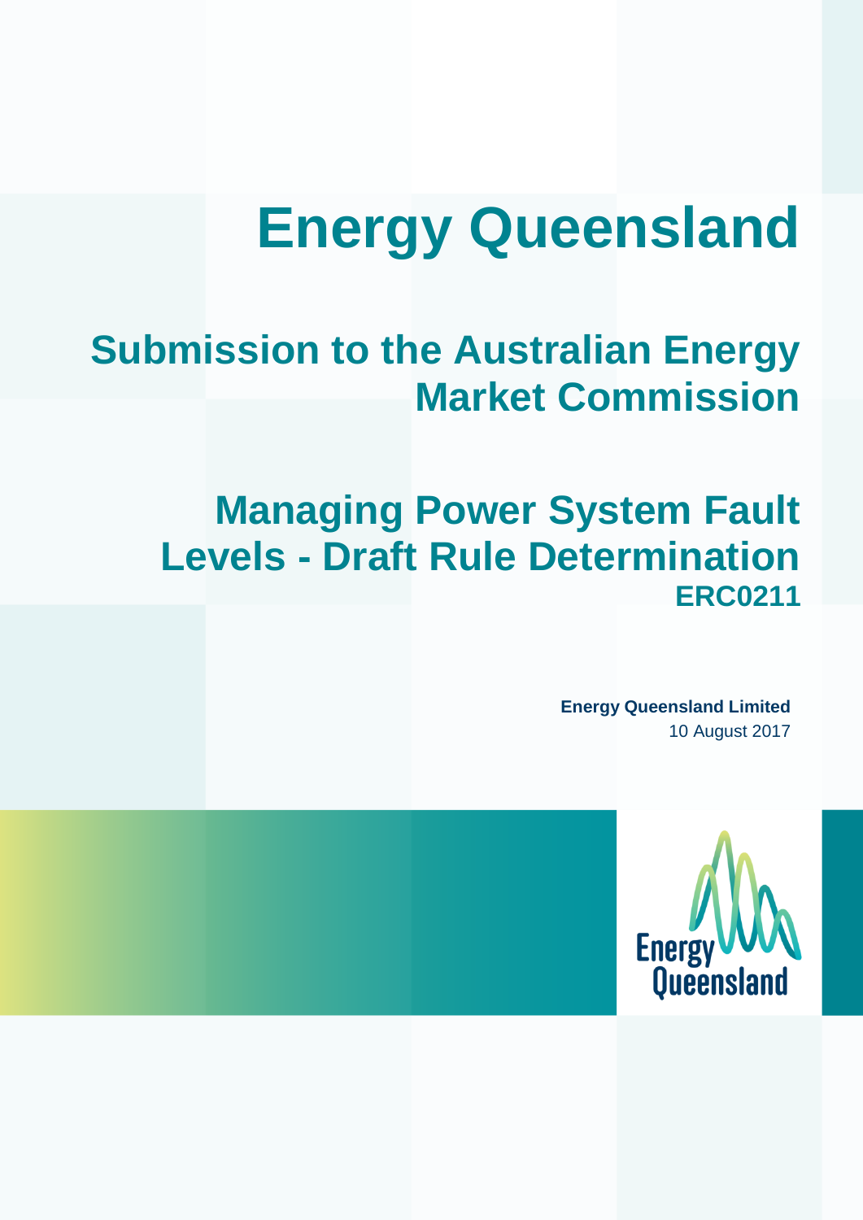# Energy Queensland

## Submission to the Australian Energy Market Commission

## Managing Power System Fault Levels - Draft Rule Determination

### ERC0211

**Energy Queensland Limited**

10 August 2017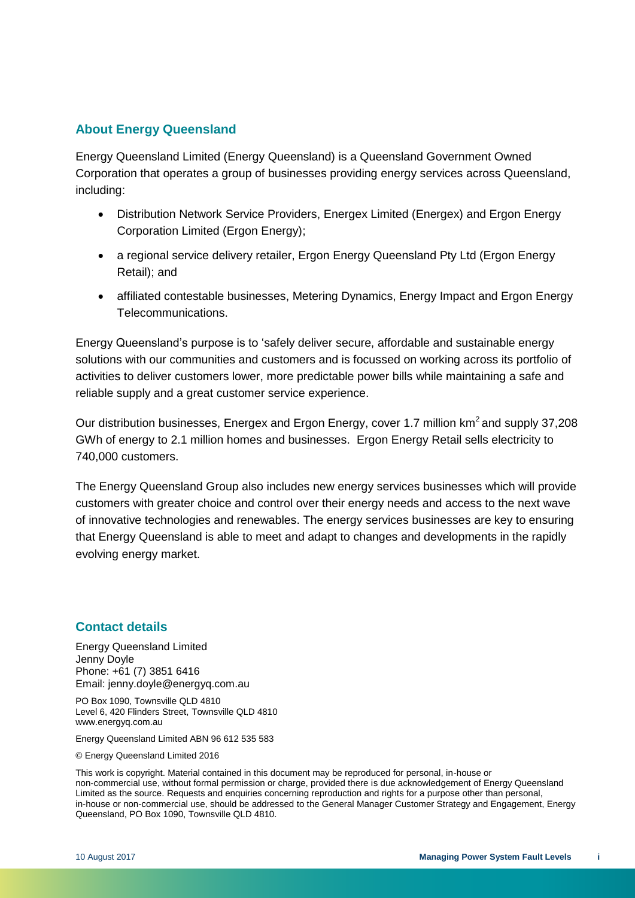## About Energy Queensland

Energy Queensland Limited (Energy Queensland) is a Queensland Government Owned Corporation that operates a group of businesses providing energy services across Queensland, including:

- Distribution Network Service Providers, Energex Limited (Energex) and Ergon Energy Corporation Limited (Ergon Energy);
- a regional service delivery retailer, Ergon Energy Queensland Pty Ltd (Ergon Energy Retail); and
- affiliated contestable businesses, Metering Dynamics, Energy Impact and Ergon Energy Telecommunications.

Energy Queensland's purpose is to 'safely deliver secure, affordable and sustainable energy solutions with our communities and customers and is focussed on working across its portfolio of activities to deliver customers lower, more predictable power bills while maintaining a safe and reliable supply and a great customer service experience.

Our distribution businesses, Energex and Ergon Energy, cover 1.7 million $km^2$ and supply 37,208 GWh of energy to 2.1 million homes and businesses. Ergon Energy Retail sells electricity to 740,000 customers.

The Energy Queensland Group also includes new energy services businesses which will provide customers with greater choice and control over their energy needs and access to the next wave of innovative technologies and renewables. The energy services businesses are key to ensuring that Energy Queensland is able to meet and adapt to changes and developments in the rapidly evolving energy market.

## Contact details

Energy Queensland Limited
Jenny Doyle
Phone: +61 (7) 3851 6416
Email: jenny.doyle@energyq.com.au

PO Box 1090, Townsville QLD 4810
Level 6, 420 Flinders Street, Townsville QLD 4810
www.energyq.com.au

Energy Queensland Limited ABN 96 612 535 583

© Energy Queensland Limited 2016

This work is copyright. Material contained in this document may be reproduced for personal, in-house or non-commercial use, without formal permission or charge, provided there is due acknowledgement of Energy Queensland Limited as the source. Requests and enquiries concerning reproduction and rights for a purpose other than personal, in-house or non-commercial use, should be addressed to the General Manager Customer Strategy and Engagement, Energy Queensland, PO Box 1090, Townsville QLD 4810.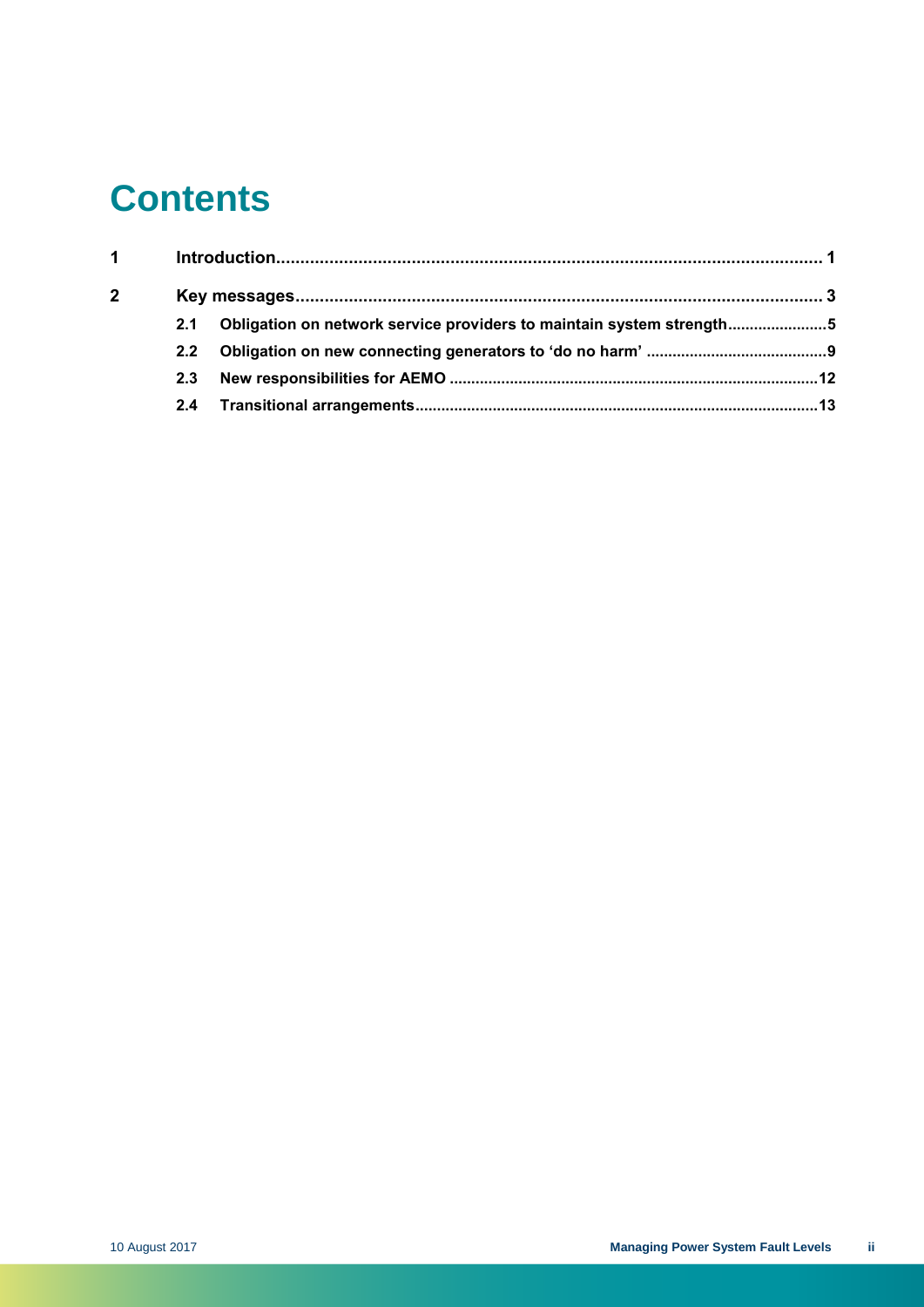# Contents

1 Introduction ..... 1

2 Key messages ..... 3

- 2.1 Obligation on network service providers to maintain system strength ..... 5
- 2.2 Obligation on new connecting generators to 'do no harm' ..... 9
- 2.3 New responsibilities for AEMO ..... 12
- 2.4 Transitional arrangements ..... 13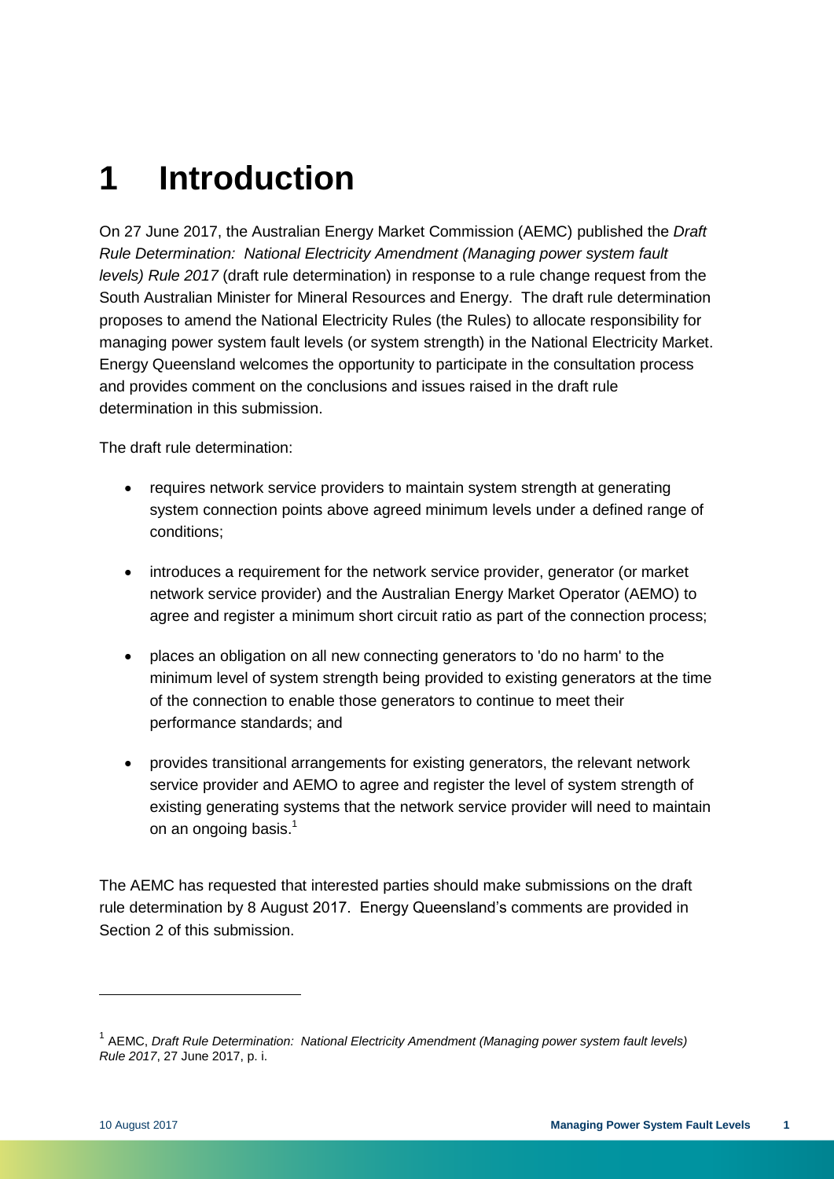# 1 Introduction

On 27 June 2017, the Australian Energy Market Commission (AEMC) published the *Draft Rule Determination: National Electricity Amendment (Managing power system fault levels) Rule 2017* (draft rule determination) in response to a rule change request from the South Australian Minister for Mineral Resources and Energy. The draft rule determination proposes to amend the National Electricity Rules (the Rules) to allocate responsibility for managing power system fault levels (or system strength) in the National Electricity Market. Energy Queensland welcomes the opportunity to participate in the consultation process and provides comment on the conclusions and issues raised in the draft rule determination in this submission.

The draft rule determination:

- requires network service providers to maintain system strength at generating system connection points above agreed minimum levels under a defined range of conditions;
- introduces a requirement for the network service provider, generator (or market network service provider) and the Australian Energy Market Operator (AEMO) to agree and register a minimum short circuit ratio as part of the connection process;
- places an obligation on all new connecting generators to 'do no harm' to the minimum level of system strength being provided to existing generators at the time of the connection to enable those generators to continue to meet their performance standards; and
- provides transitional arrangements for existing generators, the relevant network service provider and AEMO to agree and register the level of system strength of existing generating systems that the network service provider will need to maintain on an ongoing basis.[1]

The AEMC has requested that interested parties should make submissions on the draft rule determination by 8 August 2017. Energy Queensland's comments are provided in Section 2 of this submission.

---

[1] AEMC, *Draft Rule Determination: National Electricity Amendment (Managing power system fault levels) Rule 2017*, 27 June 2017, p. i.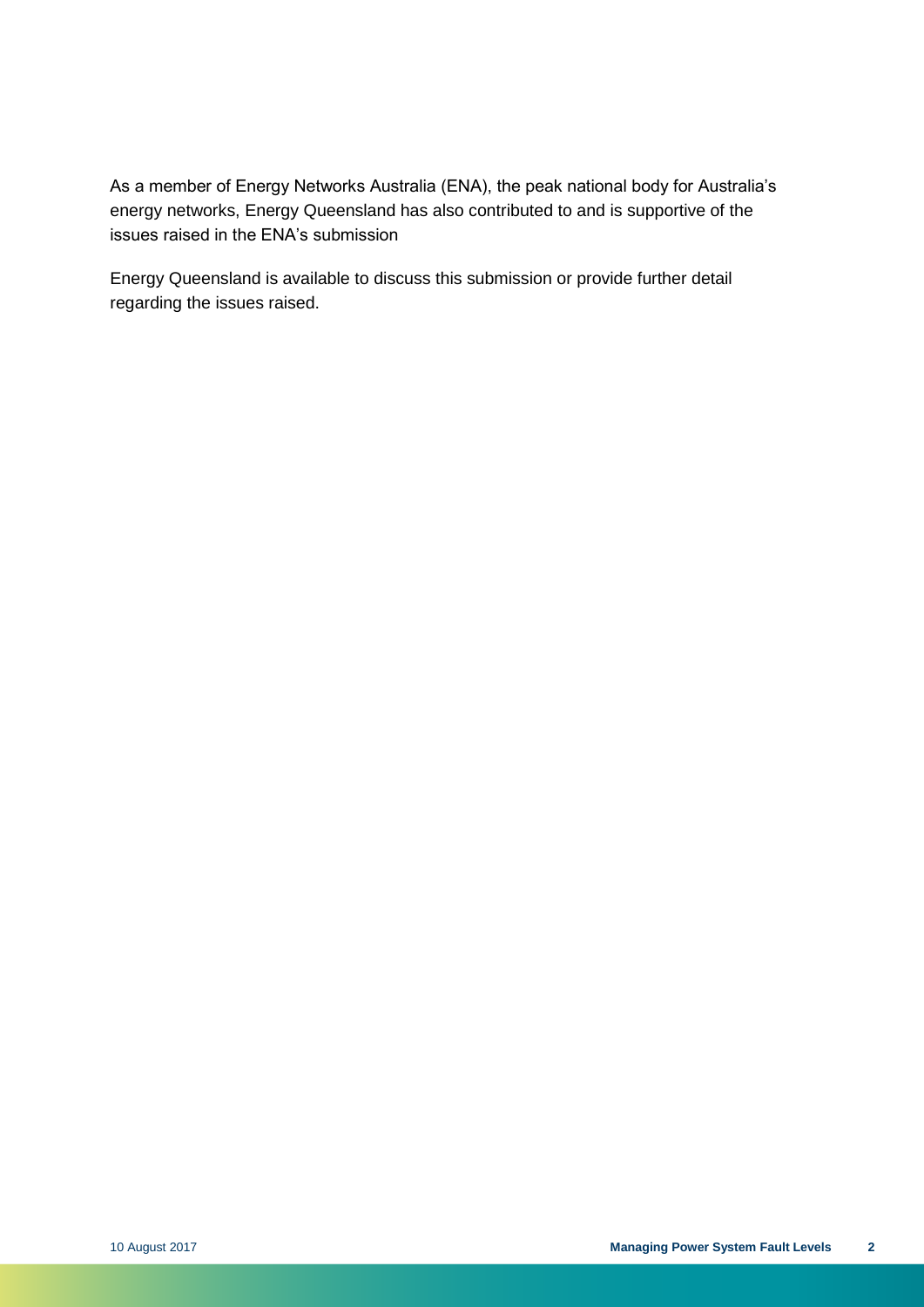As a member of Energy Networks Australia (ENA), the peak national body for Australia's energy networks, Energy Queensland has also contributed to and is supportive of the issues raised in the ENA's submission

Energy Queensland is available to discuss this submission or provide further detail regarding the issues raised.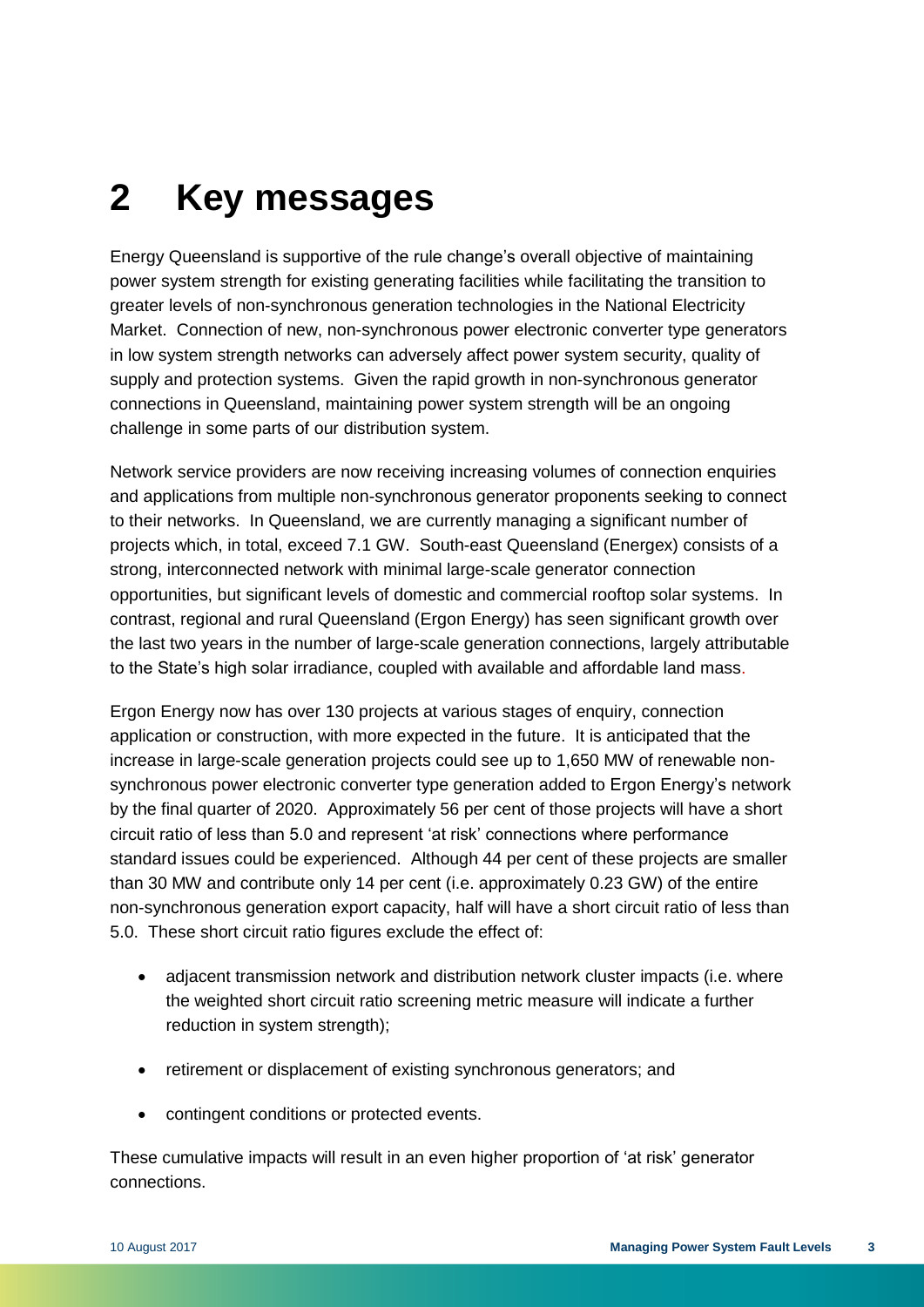# 2 Key messages

Energy Queensland is supportive of the rule change's overall objective of maintaining power system strength for existing generating facilities while facilitating the transition to greater levels of non-synchronous generation technologies in the National Electricity Market. Connection of new, non-synchronous power electronic converter type generators in low system strength networks can adversely affect power system security, quality of supply and protection systems. Given the rapid growth in non-synchronous generator connections in Queensland, maintaining power system strength will be an ongoing challenge in some parts of our distribution system.

Network service providers are now receiving increasing volumes of connection enquiries and applications from multiple non-synchronous generator proponents seeking to connect to their networks. In Queensland, we are currently managing a significant number of projects which, in total, exceed 7.1 GW. South-east Queensland (Energex) consists of a strong, interconnected network with minimal large-scale generator connection opportunities, but significant levels of domestic and commercial rooftop solar systems. In contrast, regional and rural Queensland (Ergon Energy) has seen significant growth over the last two years in the number of large-scale generation connections, largely attributable to the State's high solar irradiance, coupled with available and affordable land mass.

Ergon Energy now has over 130 projects at various stages of enquiry, connection application or construction, with more expected in the future. It is anticipated that the increase in large-scale generation projects could see up to 1,650 MW of renewable non-synchronous power electronic converter type generation added to Ergon Energy's network by the final quarter of 2020. Approximately 56 per cent of those projects will have a short circuit ratio of less than 5.0 and represent 'at risk' connections where performance standard issues could be experienced. Although 44 per cent of these projects are smaller than 30 MW and contribute only 14 per cent (i.e. approximately 0.23 GW) of the entire non-synchronous generation export capacity, half will have a short circuit ratio of less than 5.0. These short circuit ratio figures exclude the effect of:

- adjacent transmission network and distribution network cluster impacts (i.e. where the weighted short circuit ratio screening metric measure will indicate a further reduction in system strength);
- retirement or displacement of existing synchronous generators; and
- contingent conditions or protected events.

These cumulative impacts will result in an even higher proportion of 'at risk' generator connections.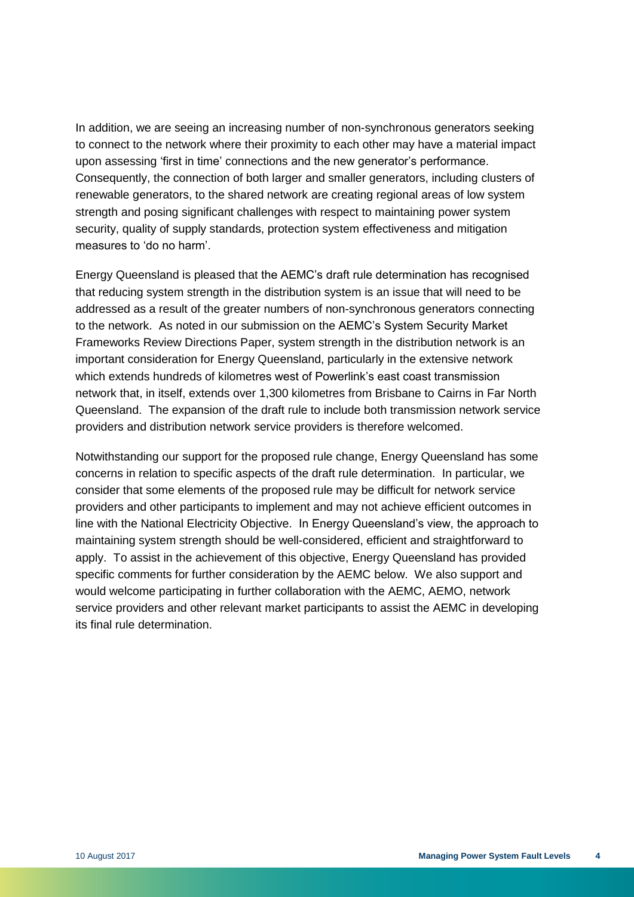In addition, we are seeing an increasing number of non-synchronous generators seeking to connect to the network where their proximity to each other may have a material impact upon assessing 'first in time' connections and the new generator's performance. Consequently, the connection of both larger and smaller generators, including clusters of renewable generators, to the shared network are creating regional areas of low system strength and posing significant challenges with respect to maintaining power system security, quality of supply standards, protection system effectiveness and mitigation measures to 'do no harm'.

Energy Queensland is pleased that the AEMC's draft rule determination has recognised that reducing system strength in the distribution system is an issue that will need to be addressed as a result of the greater numbers of non-synchronous generators connecting to the network. As noted in our submission on the AEMC's System Security Market Frameworks Review Directions Paper, system strength in the distribution network is an important consideration for Energy Queensland, particularly in the extensive network which extends hundreds of kilometres west of Powerlink's east coast transmission network that, in itself, extends over 1,300 kilometres from Brisbane to Cairns in Far North Queensland. The expansion of the draft rule to include both transmission network service providers and distribution network service providers is therefore welcomed.

Notwithstanding our support for the proposed rule change, Energy Queensland has some concerns in relation to specific aspects of the draft rule determination. In particular, we consider that some elements of the proposed rule may be difficult for network service providers and other participants to implement and may not achieve efficient outcomes in line with the National Electricity Objective. In Energy Queensland's view, the approach to maintaining system strength should be well-considered, efficient and straightforward to apply. To assist in the achievement of this objective, Energy Queensland has provided specific comments for further consideration by the AEMC below. We also support and would welcome participating in further collaboration with the AEMC, AEMO, network service providers and other relevant market participants to assist the AEMC in developing its final rule determination.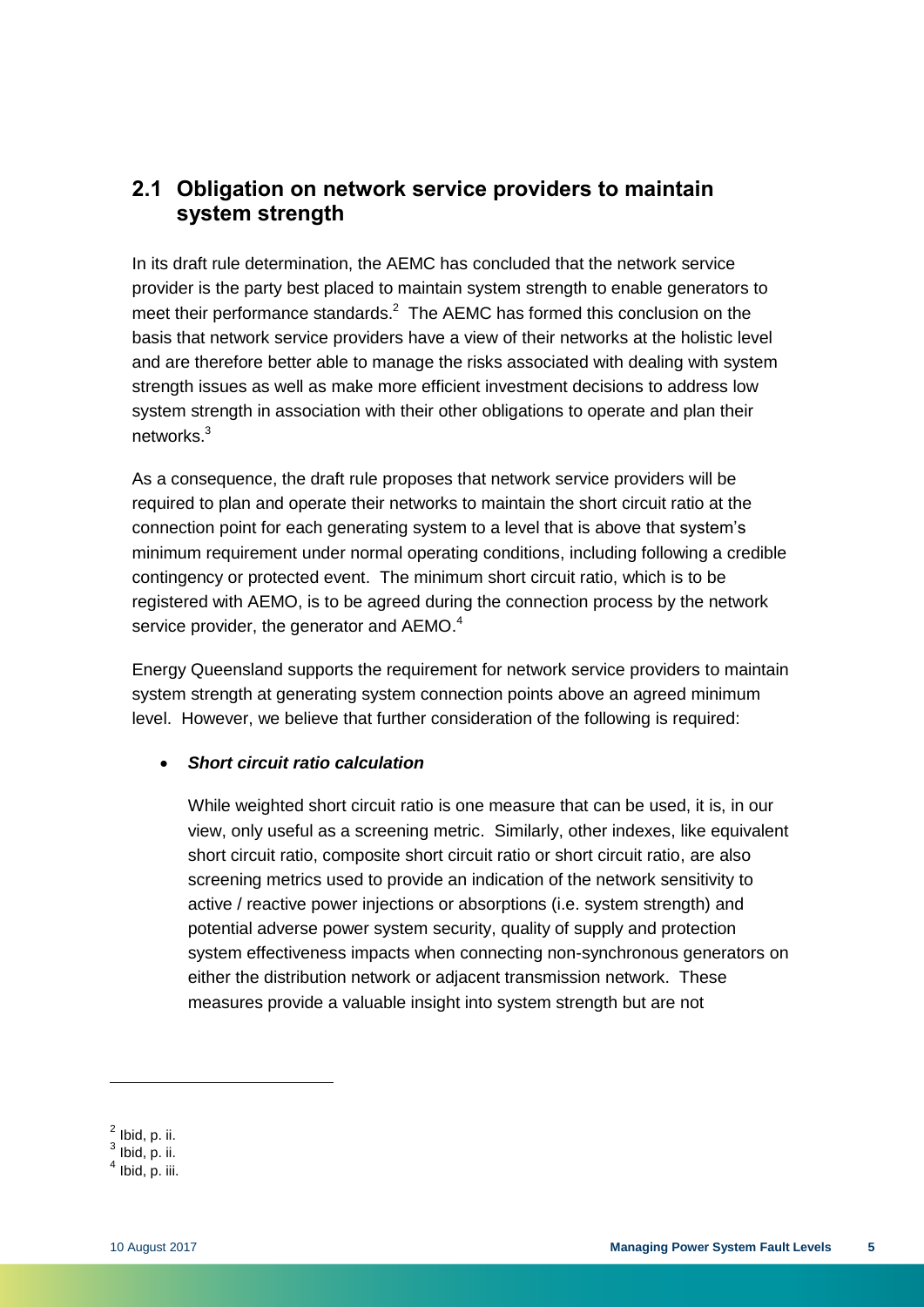## 2.1 Obligation on network service providers to maintain system strength

In its draft rule determination, the AEMC has concluded that the network service provider is the party best placed to maintain system strength to enable generators to meet their performance standards.[2] The AEMC has formed this conclusion on the basis that network service providers have a view of their networks at the holistic level and are therefore better able to manage the risks associated with dealing with system strength issues as well as make more efficient investment decisions to address low system strength in association with their other obligations to operate and plan their networks.[3]

As a consequence, the draft rule proposes that network service providers will be required to plan and operate their networks to maintain the short circuit ratio at the connection point for each generating system to a level that is above that system's minimum requirement under normal operating conditions, including following a credible contingency or protected event. The minimum short circuit ratio, which is to be registered with AEMO, is to be agreed during the connection process by the network service provider, the generator and AEMO.[4]

Energy Queensland supports the requirement for network service providers to maintain system strength at generating system connection points above an agreed minimum level. However, we believe that further consideration of the following is required:

- ***Short circuit ratio calculation***

  While weighted short circuit ratio is one measure that can be used, it is, in our view, only useful as a screening metric. Similarly, other indexes, like equivalent short circuit ratio, composite short circuit ratio or short circuit ratio, are also screening metrics used to provide an indication of the network sensitivity to active / reactive power injections or absorptions (i.e. system strength) and potential adverse power system security, quality of supply and protection system effectiveness impacts when connecting non-synchronous generators on either the distribution network or adjacent transmission network. These measures provide a valuable insight into system strength but are not

---

[2] Ibid, p. ii.
[3] Ibid, p. ii.
[4] Ibid, p. iii.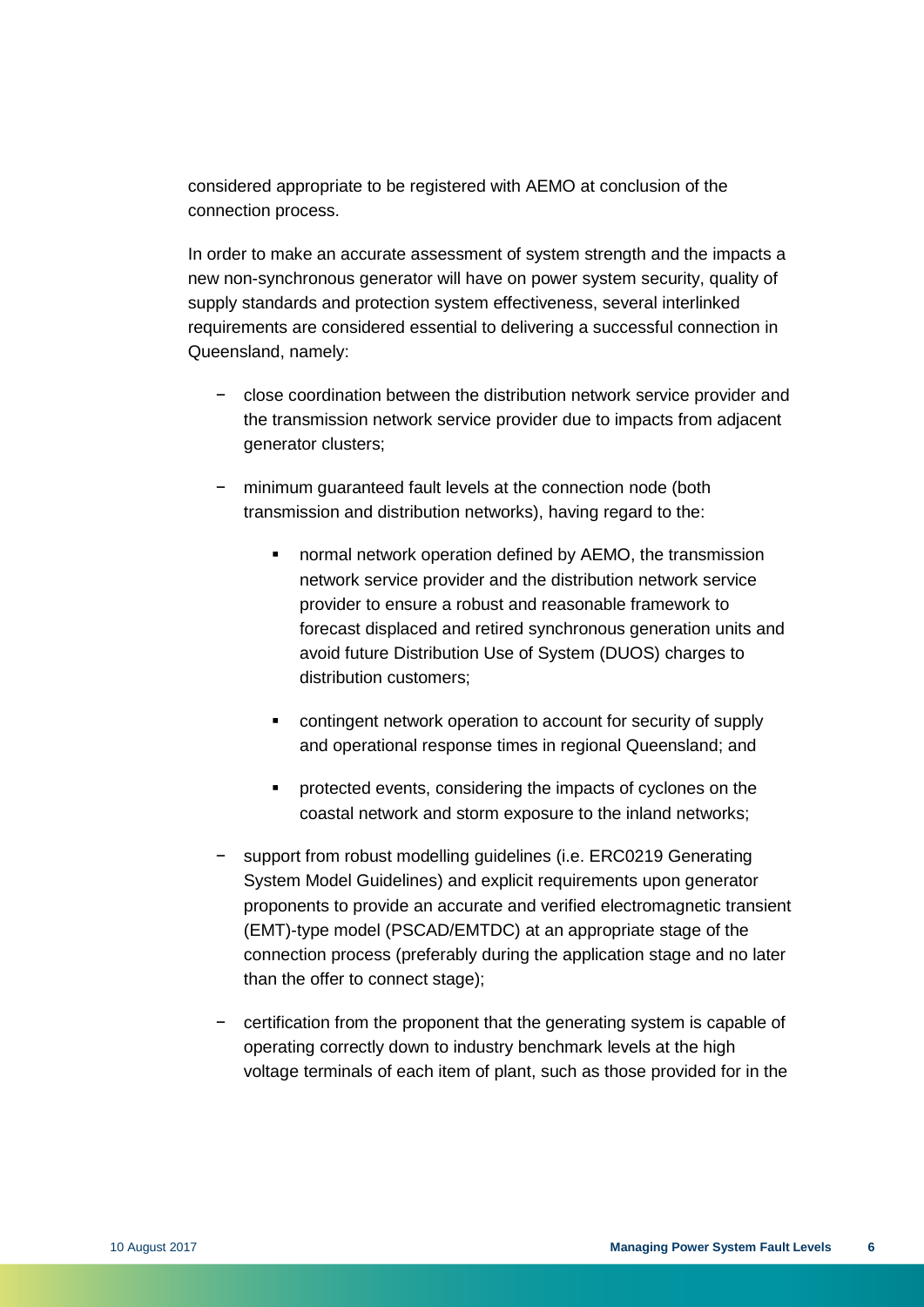considered appropriate to be registered with AEMO at conclusion of the connection process.

In order to make an accurate assessment of system strength and the impacts a new non-synchronous generator will have on power system security, quality of supply standards and protection system effectiveness, several interlinked requirements are considered essential to delivering a successful connection in Queensland, namely:

- close coordination between the distribution network service provider and the transmission network service provider due to impacts from adjacent generator clusters;
- minimum guaranteed fault levels at the connection node (both transmission and distribution networks), having regard to the:
  - normal network operation defined by AEMO, the transmission network service provider and the distribution network service provider to ensure a robust and reasonable framework to forecast displaced and retired synchronous generation units and avoid future Distribution Use of System (DUOS) charges to distribution customers;
  - contingent network operation to account for security of supply and operational response times in regional Queensland; and
  - protected events, considering the impacts of cyclones on the coastal network and storm exposure to the inland networks;
- support from robust modelling guidelines (i.e. ERC0219 Generating System Model Guidelines) and explicit requirements upon generator proponents to provide an accurate and verified electromagnetic transient (EMT)-type model (PSCAD/EMTDC) at an appropriate stage of the connection process (preferably during the application stage and no later than the offer to connect stage);
- certification from the proponent that the generating system is capable of operating correctly down to industry benchmark levels at the high voltage terminals of each item of plant, such as those provided for in the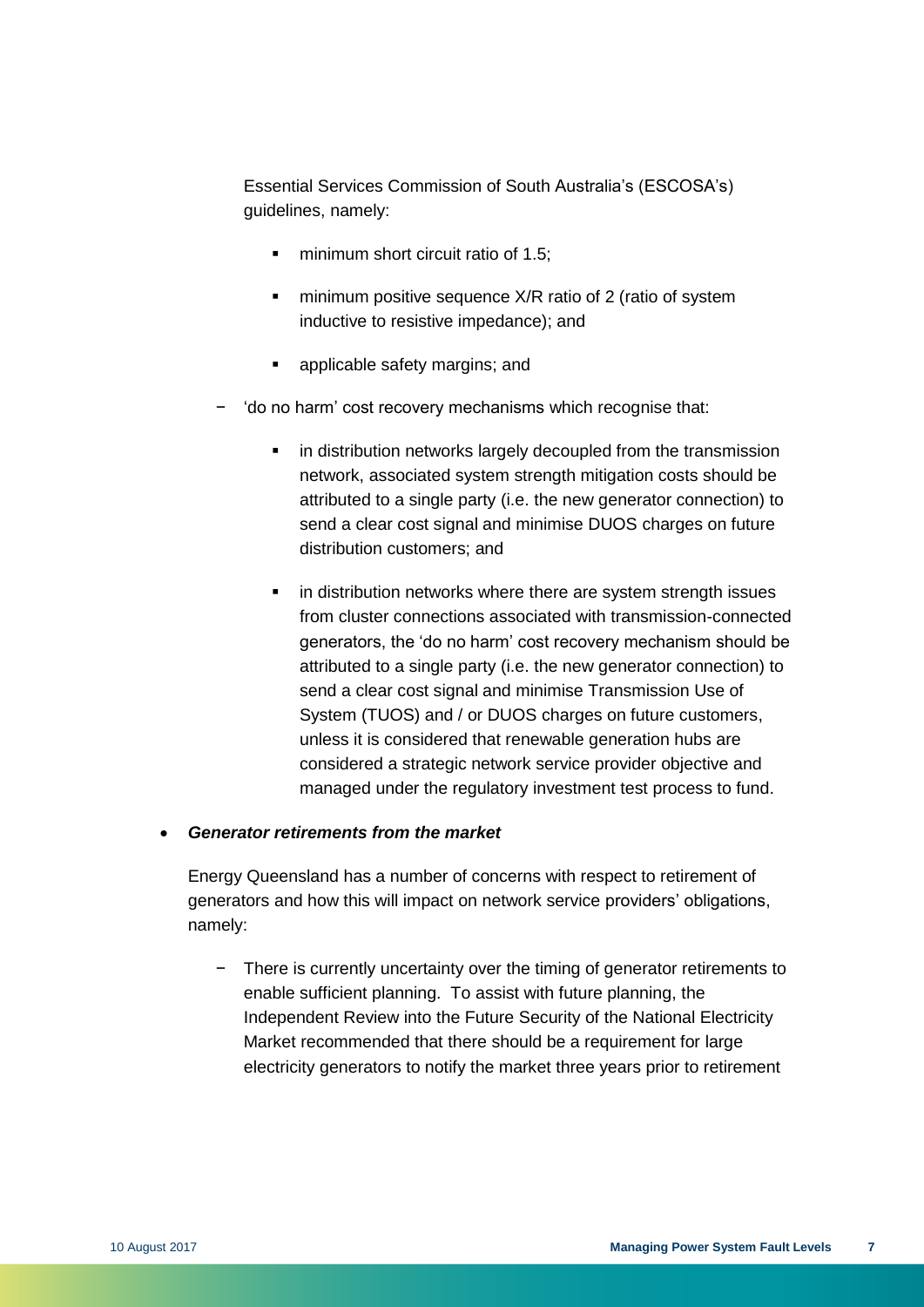Essential Services Commission of South Australia's (ESCOSA's) guidelines, namely:

    - minimum short circuit ratio of 1.5;
    - minimum positive sequence X/R ratio of 2 (ratio of system inductive to resistive impedance); and
    - applicable safety margins; and

  - 'do no harm' cost recovery mechanisms which recognise that:
    - in distribution networks largely decoupled from the transmission network, associated system strength mitigation costs should be attributed to a single party (i.e. the new generator connection) to send a clear cost signal and minimise DUOS charges on future distribution customers; and
    - in distribution networks where there are system strength issues from cluster connections associated with transmission-connected generators, the 'do no harm' cost recovery mechanism should be attributed to a single party (i.e. the new generator connection) to send a clear cost signal and minimise Transmission Use of System (TUOS) and / or DUOS charges on future customers, unless it is considered that renewable generation hubs are considered a strategic network service provider objective and managed under the regulatory investment test process to fund.

- ***Generator retirements from the market***

  Energy Queensland has a number of concerns with respect to retirement of generators and how this will impact on network service providers' obligations, namely:

  - There is currently uncertainty over the timing of generator retirements to enable sufficient planning. To assist with future planning, the Independent Review into the Future Security of the National Electricity Market recommended that there should be a requirement for large electricity generators to notify the market three years prior to retirement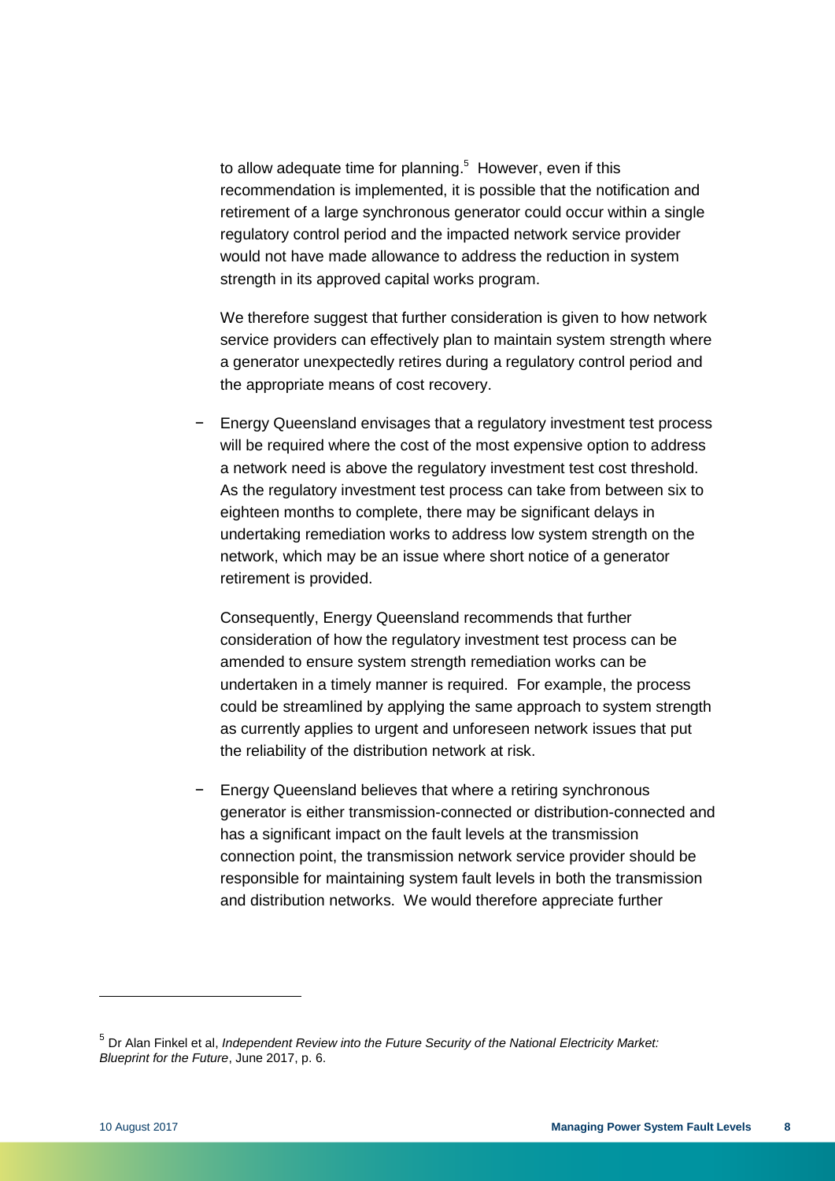to allow adequate time for planning.[5] However, even if this recommendation is implemented, it is possible that the notification and retirement of a large synchronous generator could occur within a single regulatory control period and the impacted network service provider would not have made allowance to address the reduction in system strength in its approved capital works program.

We therefore suggest that further consideration is given to how network service providers can effectively plan to maintain system strength where a generator unexpectedly retires during a regulatory control period and the appropriate means of cost recovery.

- Energy Queensland envisages that a regulatory investment test process will be required where the cost of the most expensive option to address a network need is above the regulatory investment test cost threshold. As the regulatory investment test process can take from between six to eighteen months to complete, there may be significant delays in undertaking remediation works to address low system strength on the network, which may be an issue where short notice of a generator retirement is provided.

  Consequently, Energy Queensland recommends that further consideration of how the regulatory investment test process can be amended to ensure system strength remediation works can be undertaken in a timely manner is required. For example, the process could be streamlined by applying the same approach to system strength as currently applies to urgent and unforeseen network issues that put the reliability of the distribution network at risk.

- Energy Queensland believes that where a retiring synchronous generator is either transmission-connected or distribution-connected and has a significant impact on the fault levels at the transmission connection point, the transmission network service provider should be responsible for maintaining system fault levels in both the transmission and distribution networks. We would therefore appreciate further

[5] Dr Alan Finkel et al, *Independent Review into the Future Security of the National Electricity Market: Blueprint for the Future*, June 2017, p. 6.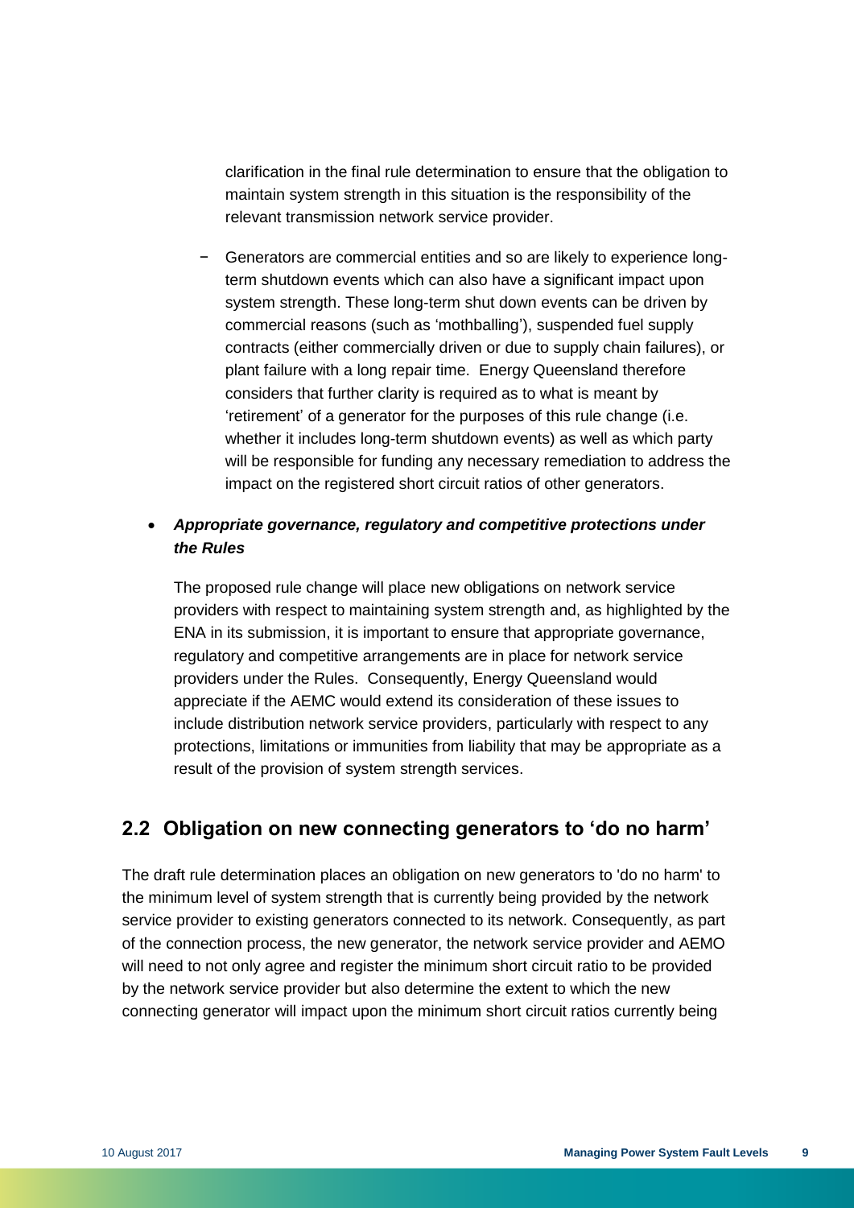clarification in the final rule determination to ensure that the obligation to maintain system strength in this situation is the responsibility of the relevant transmission network service provider.

  − Generators are commercial entities and so are likely to experience long-term shutdown events which can also have a significant impact upon system strength. These long-term shut down events can be driven by commercial reasons (such as 'mothballing'), suspended fuel supply contracts (either commercially driven or due to supply chain failures), or plant failure with a long repair time. Energy Queensland therefore considers that further clarity is required as to what is meant by 'retirement' of a generator for the purposes of this rule change (i.e. whether it includes long-term shutdown events) as well as which party will be responsible for funding any necessary remediation to address the impact on the registered short circuit ratios of other generators.

- ***Appropriate governance, regulatory and competitive protections under the Rules***

  The proposed rule change will place new obligations on network service providers with respect to maintaining system strength and, as highlighted by the ENA in its submission, it is important to ensure that appropriate governance, regulatory and competitive arrangements are in place for network service providers under the Rules. Consequently, Energy Queensland would appreciate if the AEMC would extend its consideration of these issues to include distribution network service providers, particularly with respect to any protections, limitations or immunities from liability that may be appropriate as a result of the provision of system strength services.

## 2.2 Obligation on new connecting generators to 'do no harm'

The draft rule determination places an obligation on new generators to 'do no harm' to the minimum level of system strength that is currently being provided by the network service provider to existing generators connected to its network. Consequently, as part of the connection process, the new generator, the network service provider and AEMO will need to not only agree and register the minimum short circuit ratio to be provided by the network service provider but also determine the extent to which the new connecting generator will impact upon the minimum short circuit ratios currently being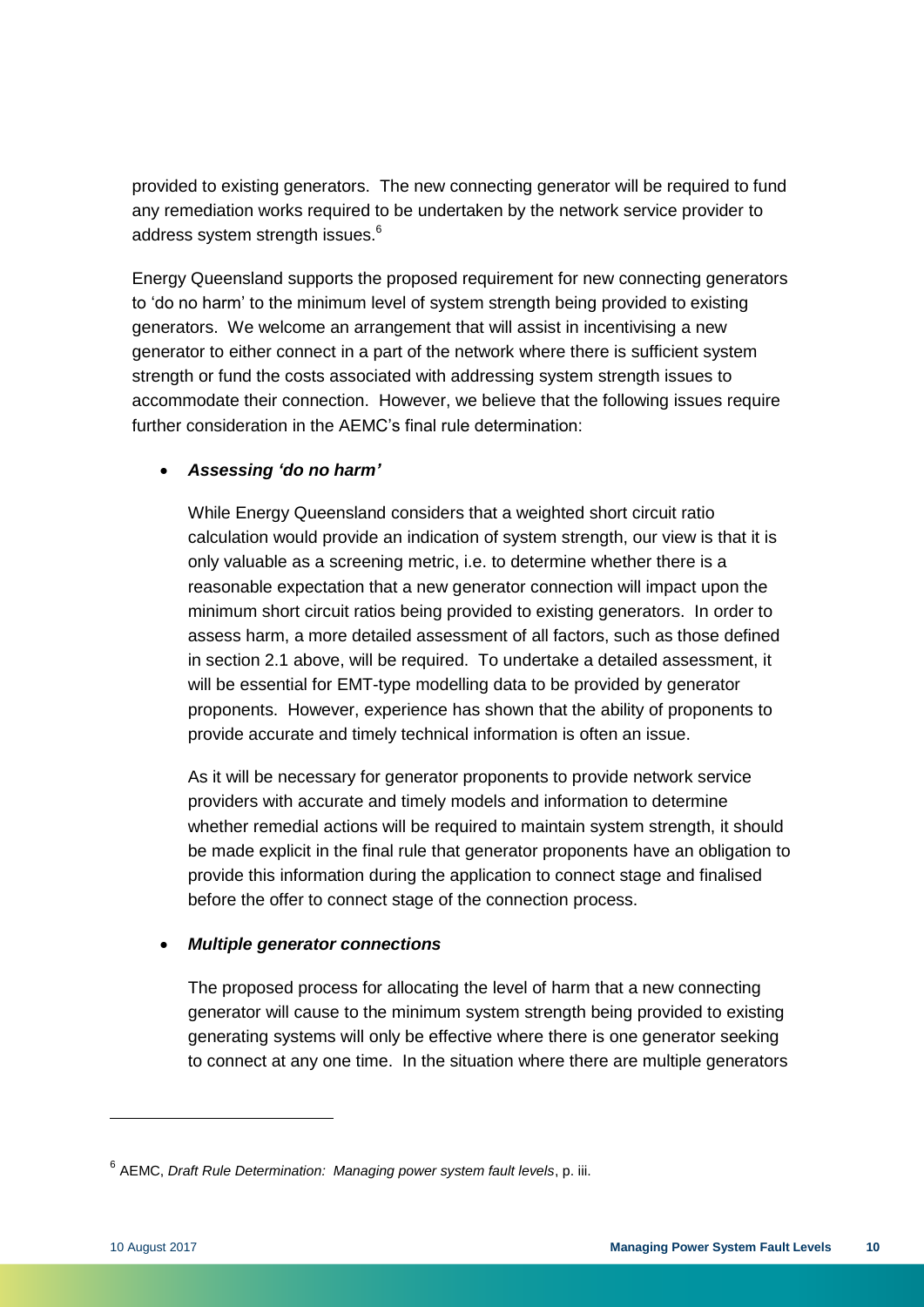provided to existing generators. The new connecting generator will be required to fund any remediation works required to be undertaken by the network service provider to address system strength issues.[6]

Energy Queensland supports the proposed requirement for new connecting generators to 'do no harm' to the minimum level of system strength being provided to existing generators. We welcome an arrangement that will assist in incentivising a new generator to either connect in a part of the network where there is sufficient system strength or fund the costs associated with addressing system strength issues to accommodate their connection. However, we believe that the following issues require further consideration in the AEMC's final rule determination:

- ***Assessing 'do no harm'***

  While Energy Queensland considers that a weighted short circuit ratio calculation would provide an indication of system strength, our view is that it is only valuable as a screening metric, i.e. to determine whether there is a reasonable expectation that a new generator connection will impact upon the minimum short circuit ratios being provided to existing generators. In order to assess harm, a more detailed assessment of all factors, such as those defined in section 2.1 above, will be required. To undertake a detailed assessment, it will be essential for EMT-type modelling data to be provided by generator proponents. However, experience has shown that the ability of proponents to provide accurate and timely technical information is often an issue.

  As it will be necessary for generator proponents to provide network service providers with accurate and timely models and information to determine whether remedial actions will be required to maintain system strength, it should be made explicit in the final rule that generator proponents have an obligation to provide this information during the application to connect stage and finalised before the offer to connect stage of the connection process.

- ***Multiple generator connections***

  The proposed process for allocating the level of harm that a new connecting generator will cause to the minimum system strength being provided to existing generating systems will only be effective where there is one generator seeking to connect at any one time. In the situation where there are multiple generators

[6] AEMC, *Draft Rule Determination: Managing power system fault levels*, p. iii.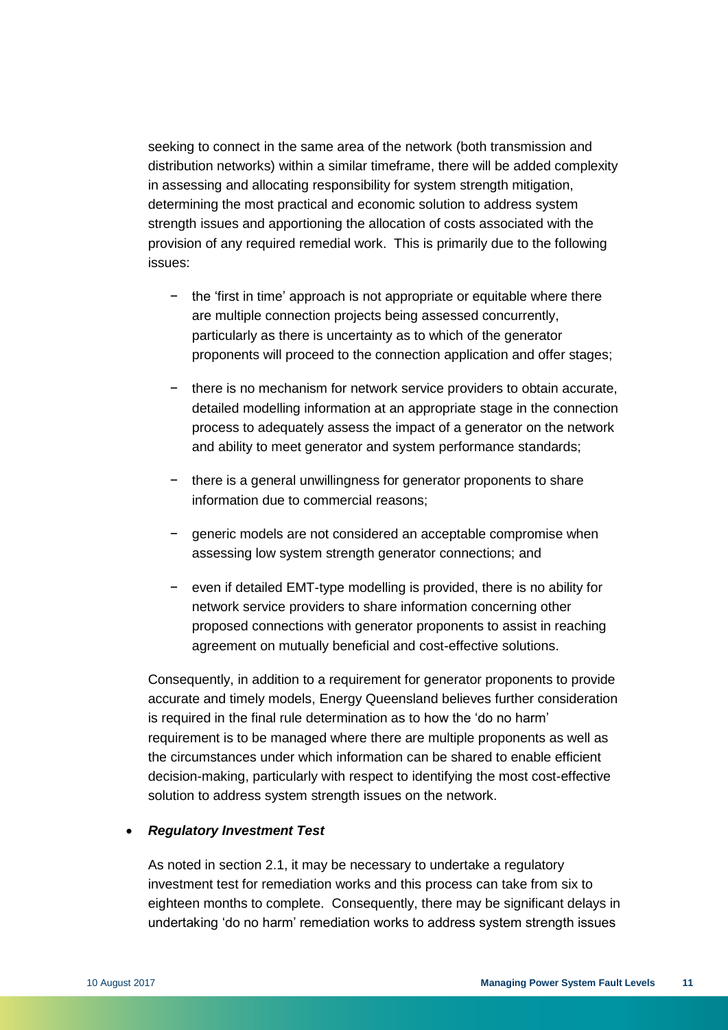seeking to connect in the same area of the network (both transmission and distribution networks) within a similar timeframe, there will be added complexity in assessing and allocating responsibility for system strength mitigation, determining the most practical and economic solution to address system strength issues and apportioning the allocation of costs associated with the provision of any required remedial work. This is primarily due to the following issues:

- the 'first in time' approach is not appropriate or equitable where there are multiple connection projects being assessed concurrently, particularly as there is uncertainty as to which of the generator proponents will proceed to the connection application and offer stages;
- there is no mechanism for network service providers to obtain accurate, detailed modelling information at an appropriate stage in the connection process to adequately assess the impact of a generator on the network and ability to meet generator and system performance standards;
- there is a general unwillingness for generator proponents to share information due to commercial reasons;
- generic models are not considered an acceptable compromise when assessing low system strength generator connections; and
- even if detailed EMT-type modelling is provided, there is no ability for network service providers to share information concerning other proposed connections with generator proponents to assist in reaching agreement on mutually beneficial and cost-effective solutions.

Consequently, in addition to a requirement for generator proponents to provide accurate and timely models, Energy Queensland believes further consideration is required in the final rule determination as to how the 'do no harm' requirement is to be managed where there are multiple proponents as well as the circumstances under which information can be shared to enable efficient decision-making, particularly with respect to identifying the most cost-effective solution to address system strength issues on the network.

- ***Regulatory Investment Test***

  As noted in section 2.1, it may be necessary to undertake a regulatory investment test for remediation works and this process can take from six to eighteen months to complete. Consequently, there may be significant delays in undertaking 'do no harm' remediation works to address system strength issues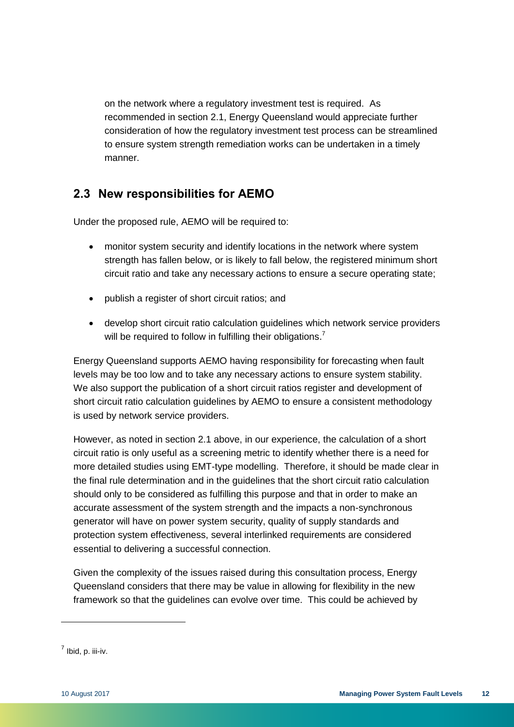on the network where a regulatory investment test is required. As recommended in section 2.1, Energy Queensland would appreciate further consideration of how the regulatory investment test process can be streamlined to ensure system strength remediation works can be undertaken in a timely manner.

## 2.3 New responsibilities for AEMO

Under the proposed rule, AEMO will be required to:

- monitor system security and identify locations in the network where system strength has fallen below, or is likely to fall below, the registered minimum short circuit ratio and take any necessary actions to ensure a secure operating state;
- publish a register of short circuit ratios; and
- develop short circuit ratio calculation guidelines which network service providers will be required to follow in fulfilling their obligations.[7]

Energy Queensland supports AEMO having responsibility for forecasting when fault levels may be too low and to take any necessary actions to ensure system stability. We also support the publication of a short circuit ratios register and development of short circuit ratio calculation guidelines by AEMO to ensure a consistent methodology is used by network service providers.

However, as noted in section 2.1 above, in our experience, the calculation of a short circuit ratio is only useful as a screening metric to identify whether there is a need for more detailed studies using EMT-type modelling. Therefore, it should be made clear in the final rule determination and in the guidelines that the short circuit ratio calculation should only to be considered as fulfilling this purpose and that in order to make an accurate assessment of the system strength and the impacts a non-synchronous generator will have on power system security, quality of supply standards and protection system effectiveness, several interlinked requirements are considered essential to delivering a successful connection.

Given the complexity of the issues raised during this consultation process, Energy Queensland considers that there may be value in allowing for flexibility in the new framework so that the guidelines can evolve over time. This could be achieved by

[7] Ibid, p. iii-iv.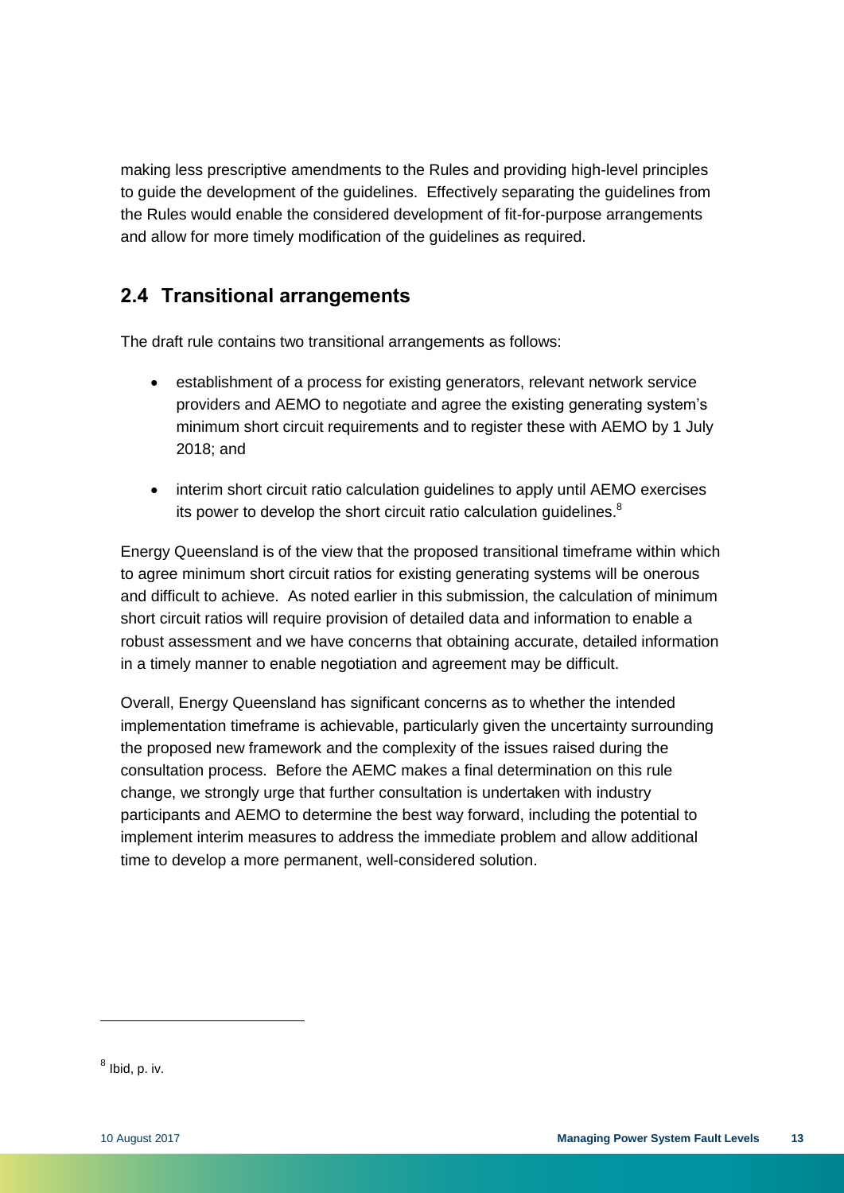making less prescriptive amendments to the Rules and providing high-level principles to guide the development of the guidelines. Effectively separating the guidelines from the Rules would enable the considered development of fit-for-purpose arrangements and allow for more timely modification of the guidelines as required.

## 2.4 Transitional arrangements

The draft rule contains two transitional arrangements as follows:

- establishment of a process for existing generators, relevant network service providers and AEMO to negotiate and agree the existing generating system's minimum short circuit requirements and to register these with AEMO by 1 July 2018; and
- interim short circuit ratio calculation guidelines to apply until AEMO exercises its power to develop the short circuit ratio calculation guidelines.[8]

Energy Queensland is of the view that the proposed transitional timeframe within which to agree minimum short circuit ratios for existing generating systems will be onerous and difficult to achieve. As noted earlier in this submission, the calculation of minimum short circuit ratios will require provision of detailed data and information to enable a robust assessment and we have concerns that obtaining accurate, detailed information in a timely manner to enable negotiation and agreement may be difficult.

Overall, Energy Queensland has significant concerns as to whether the intended implementation timeframe is achievable, particularly given the uncertainty surrounding the proposed new framework and the complexity of the issues raised during the consultation process. Before the AEMC makes a final determination on this rule change, we strongly urge that further consultation is undertaken with industry participants and AEMO to determine the best way forward, including the potential to implement interim measures to address the immediate problem and allow additional time to develop a more permanent, well-considered solution.

[8] Ibid, p. iv.